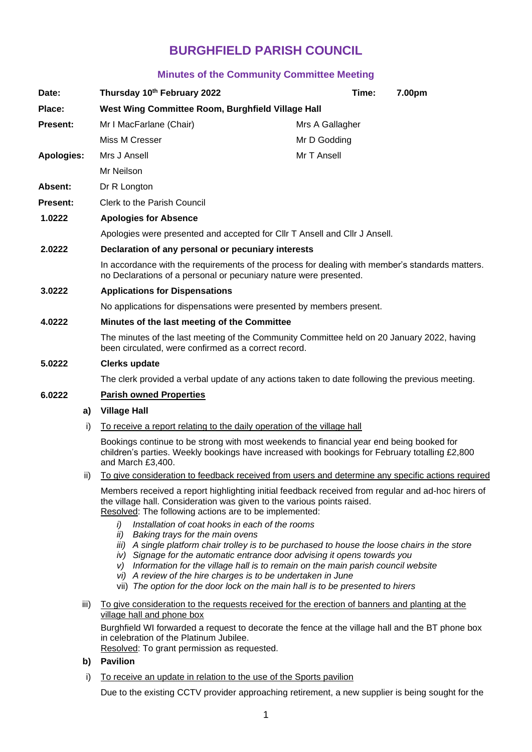# BURGHFIELD PARISH COUNCIL

## Minutes of the Community Committee Meeting

| | | | |
|---|---|---|---|
| **Date:** | **Thursday 10th February 2022** | **Time:** | **7.00pm** |
| **Place:** | **West Wing Committee Room, Burghfield Village Hall** | | |
| **Present:** | Mr I MacFarlane (Chair) | Mrs A Gallagher | |
| | Miss M Cresser | Mr D Godding | |
| **Apologies:** | Mrs J Ansell | Mr T Ansell | |
| | Mr Neilson | | |
| **Absent:** | Dr R Longton | | |
| **Present:** | Clerk to the Parish Council | | |

**1.0222 Apologies for Absence**

Apologies were presented and accepted for Cllr T Ansell and Cllr J Ansell.

**2.0222 Declaration of any personal or pecuniary interests**

In accordance with the requirements of the process for dealing with member's standards matters. no Declarations of a personal or pecuniary nature were presented.

**3.0222 Applications for Dispensations**

No applications for dispensations were presented by members present.

**4.0222 Minutes of the last meeting of the Committee**

The minutes of the last meeting of the Community Committee held on 20 January 2022, having been circulated, were confirmed as a correct record.

**5.0222 Clerks update**

The clerk provided a verbal update of any actions taken to date following the previous meeting.

**6.0222 Parish owned Properties**

**a) Village Hall**

i) To receive a report relating to the daily operation of the village hall

Bookings continue to be strong with most weekends to financial year end being booked for children's parties. Weekly bookings have increased with bookings for February totalling £2,800 and March £3,400.

ii) To give consideration to feedback received from users and determine any specific actions required

Members received a report highlighting initial feedback received from regular and ad-hoc hirers of the village hall. Consideration was given to the various points raised.
Resolved: The following actions are to be implemented:

- *i) Installation of coat hooks in each of the rooms*
- *ii) Baking trays for the main ovens*
- *iii) A single platform chair trolley is to be purchased to house the loose chairs in the store*
- *iv) Signage for the automatic entrance door advising it opens towards you*
- *v) Information for the village hall is to remain on the main parish council website*
- *vi) A review of the hire charges is to be undertaken in June*
- vii) *The option for the door lock on the main hall is to be presented to hirers*

iii) To give consideration to the requests received for the erection of banners and planting at the village hall and phone box

Burghfield WI forwarded a request to decorate the fence at the village hall and the BT phone box in celebration of the Platinum Jubilee.
Resolved: To grant permission as requested.

**b) Pavilion**

i) To receive an update in relation to the use of the Sports pavilion

Due to the existing CCTV provider approaching retirement, a new supplier is being sought for the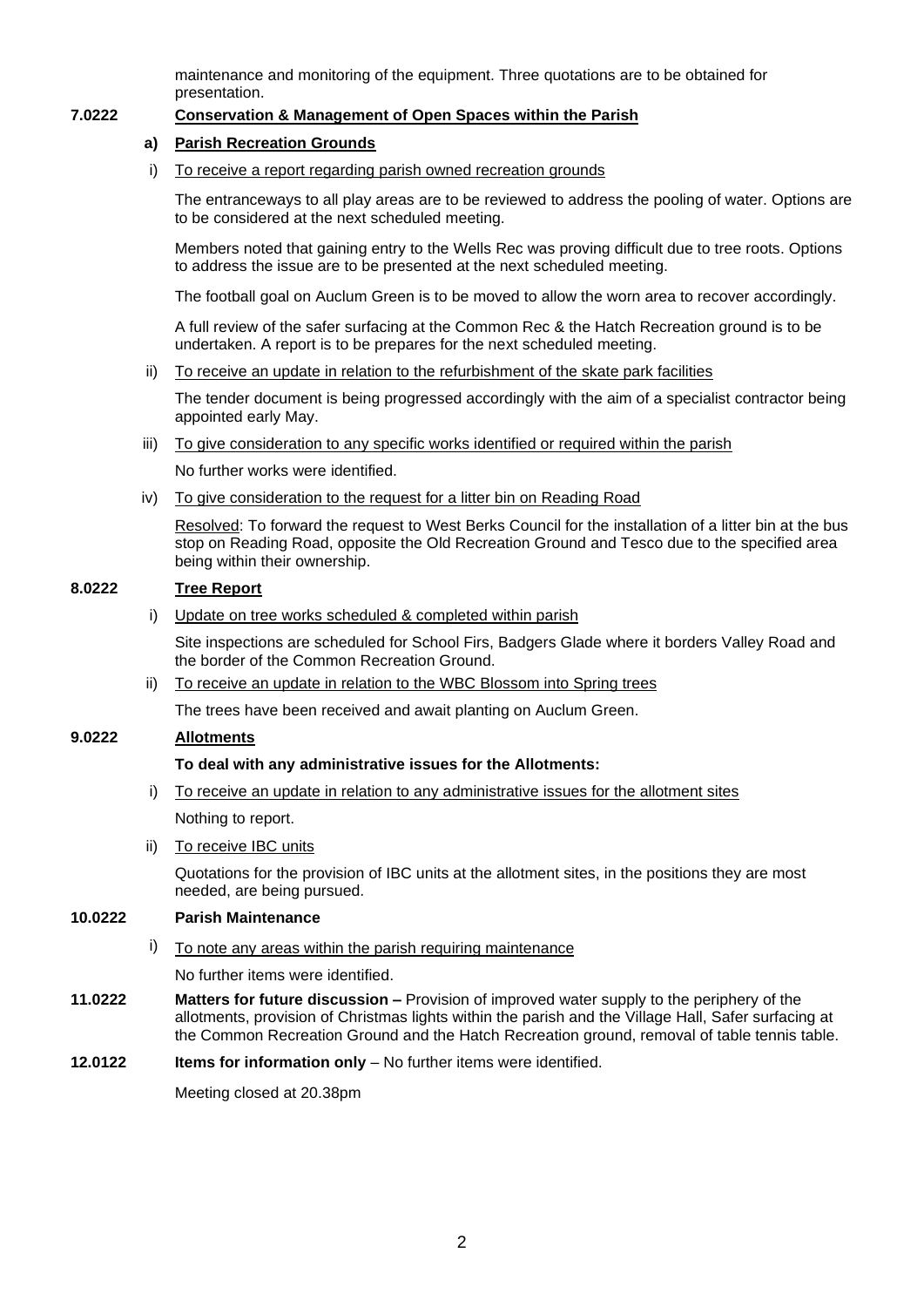maintenance and monitoring of the equipment. Three quotations are to be obtained for presentation.

**7.0222** **Conservation & Management of Open Spaces within the Parish**

**a) Parish Recreation Grounds**

i) To receive a report regarding parish owned recreation grounds

The entranceways to all play areas are to be reviewed to address the pooling of water. Options are to be considered at the next scheduled meeting.

Members noted that gaining entry to the Wells Rec was proving difficult due to tree roots. Options to address the issue are to be presented at the next scheduled meeting.

The football goal on Auclum Green is to be moved to allow the worn area to recover accordingly.

A full review of the safer surfacing at the Common Rec & the Hatch Recreation ground is to be undertaken. A report is to be prepares for the next scheduled meeting.

ii) To receive an update in relation to the refurbishment of the skate park facilities

The tender document is being progressed accordingly with the aim of a specialist contractor being appointed early May.

iii) To give consideration to any specific works identified or required within the parish

No further works were identified.

iv) To give consideration to the request for a litter bin on Reading Road

Resolved: To forward the request to West Berks Council for the installation of a litter bin at the bus stop on Reading Road, opposite the Old Recreation Ground and Tesco due to the specified area being within their ownership.

**8.0222** **Tree Report**

i) Update on tree works scheduled & completed within parish

Site inspections are scheduled for School Firs, Badgers Glade where it borders Valley Road and the border of the Common Recreation Ground.

ii) To receive an update in relation to the WBC Blossom into Spring trees

The trees have been received and await planting on Auclum Green.

**9.0222** **Allotments**

**To deal with any administrative issues for the Allotments:**

i) To receive an update in relation to any administrative issues for the allotment sites

Nothing to report.

ii) To receive IBC units

Quotations for the provision of IBC units at the allotment sites, in the positions they are most needed, are being pursued.

**10.0222** **Parish Maintenance**

i) To note any areas within the parish requiring maintenance

No further items were identified.

**11.0222** **Matters for future discussion –** Provision of improved water supply to the periphery of the allotments, provision of Christmas lights within the parish and the Village Hall, Safer surfacing at the Common Recreation Ground and the Hatch Recreation ground, removal of table tennis table.

**12.0122** **Items for information only** – No further items were identified.

Meeting closed at 20.38pm